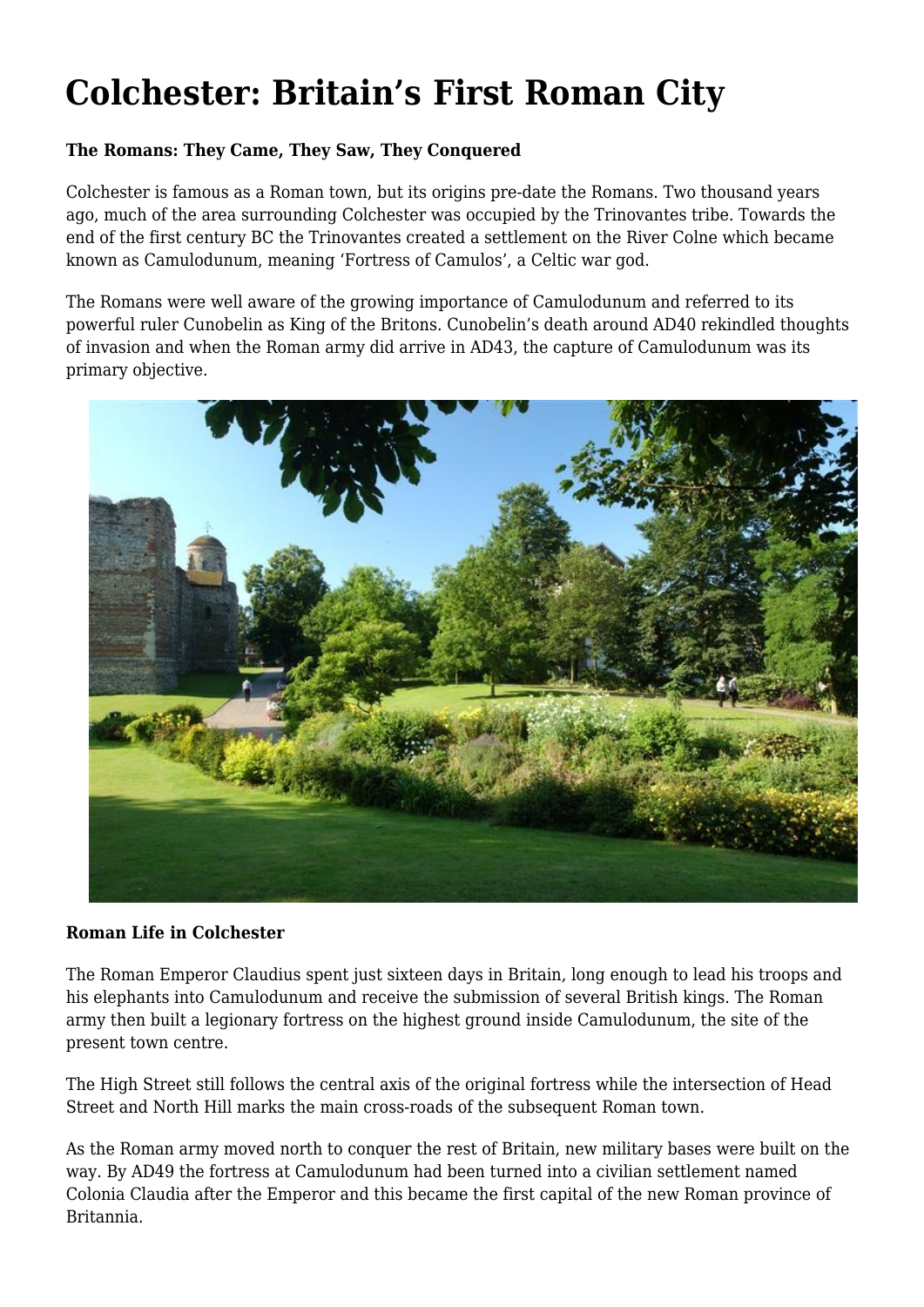# Colchester: Britain's First Roman City

**The Romans: They Came, They Saw, They Conquered**

Colchester is famous as a Roman town, but its origins pre-date the Romans. Two thousand years ago, much of the area surrounding Colchester was occupied by the Trinovantes tribe. Towards the end of the first century BC the Trinovantes created a settlement on the River Colne which became known as Camulodunum, meaning 'Fortress of Camulos', a Celtic war god.

The Romans were well aware of the growing importance of Camulodunum and referred to its powerful ruler Cunobelin as King of the Britons. Cunobelin's death around AD40 rekindled thoughts of invasion and when the Roman army did arrive in AD43, the capture of Camulodunum was its primary objective.

**Roman Life in Colchester**

The Roman Emperor Claudius spent just sixteen days in Britain, long enough to lead his troops and his elephants into Camulodunum and receive the submission of several British kings. The Roman army then built a legionary fortress on the highest ground inside Camulodunum, the site of the present town centre.

The High Street still follows the central axis of the original fortress while the intersection of Head Street and North Hill marks the main cross-roads of the subsequent Roman town.

As the Roman army moved north to conquer the rest of Britain, new military bases were built on the way. By AD49 the fortress at Camulodunum had been turned into a civilian settlement named Colonia Claudia after the Emperor and this became the first capital of the new Roman province of Britannia.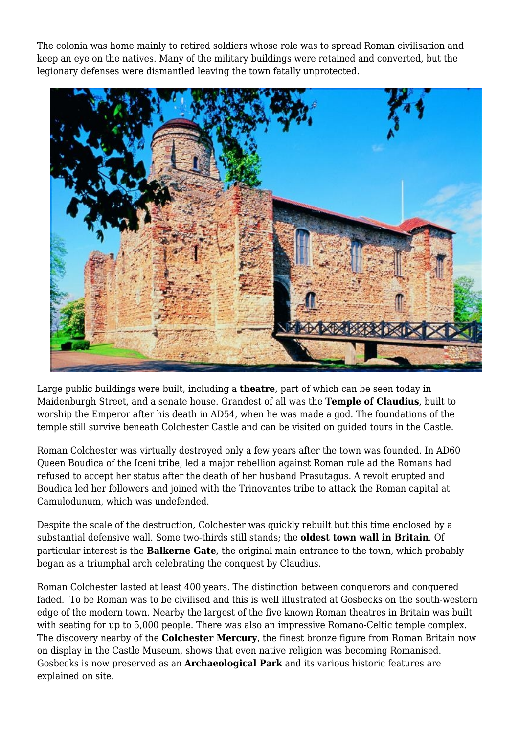The colonia was home mainly to retired soldiers whose role was to spread Roman civilisation and keep an eye on the natives. Many of the military buildings were retained and converted, but the legionary defenses were dismantled leaving the town fatally unprotected.

Large public buildings were built, including a **theatre**, part of which can be seen today in Maidenburgh Street, and a senate house. Grandest of all was the **Temple of Claudius**, built to worship the Emperor after his death in AD54, when he was made a god. The foundations of the temple still survive beneath Colchester Castle and can be visited on guided tours in the Castle.

Roman Colchester was virtually destroyed only a few years after the town was founded. In AD60 Queen Boudica of the Iceni tribe, led a major rebellion against Roman rule ad the Romans had refused to accept her status after the death of her husband Prasutagus. A revolt erupted and Boudica led her followers and joined with the Trinovantes tribe to attack the Roman capital at Camulodunum, which was undefended.

Despite the scale of the destruction, Colchester was quickly rebuilt but this time enclosed by a substantial defensive wall. Some two-thirds still stands; the **oldest town wall in Britain**. Of particular interest is the **Balkerne Gate**, the original main entrance to the town, which probably began as a triumphal arch celebrating the conquest by Claudius.

Roman Colchester lasted at least 400 years. The distinction between conquerors and conquered faded. To be Roman was to be civilised and this is well illustrated at Gosbecks on the south-western edge of the modern town. Nearby the largest of the five known Roman theatres in Britain was built with seating for up to 5,000 people. There was also an impressive Romano-Celtic temple complex. The discovery nearby of the **Colchester Mercury**, the finest bronze figure from Roman Britain now on display in the Castle Museum, shows that even native religion was becoming Romanised. Gosbecks is now preserved as an **Archaeological Park** and its various historic features are explained on site.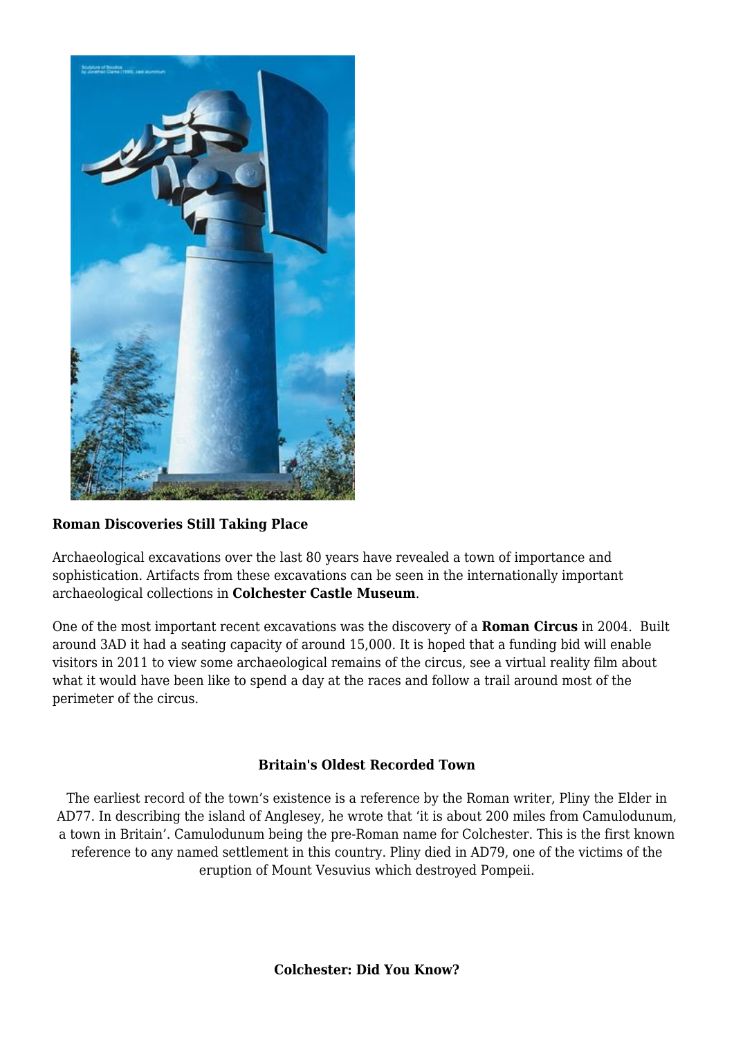**Roman Discoveries Still Taking Place**

Archaeological excavations over the last 80 years have revealed a town of importance and sophistication. Artifacts from these excavations can be seen in the internationally important archaeological collections in **Colchester Castle Museum**.

One of the most important recent excavations was the discovery of a **Roman Circus** in 2004. Built around 3AD it had a seating capacity of around 15,000. It is hoped that a funding bid will enable visitors in 2011 to view some archaeological remains of the circus, see a virtual reality film about what it would have been like to spend a day at the races and follow a trail around most of the perimeter of the circus.

**Britain's Oldest Recorded Town**

The earliest record of the town's existence is a reference by the Roman writer, Pliny the Elder in AD77. In describing the island of Anglesey, he wrote that 'it is about 200 miles from Camulodunum, a town in Britain'. Camulodunum being the pre-Roman name for Colchester. This is the first known reference to any named settlement in this country. Pliny died in AD79, one of the victims of the eruption of Mount Vesuvius which destroyed Pompeii.

**Colchester: Did You Know?**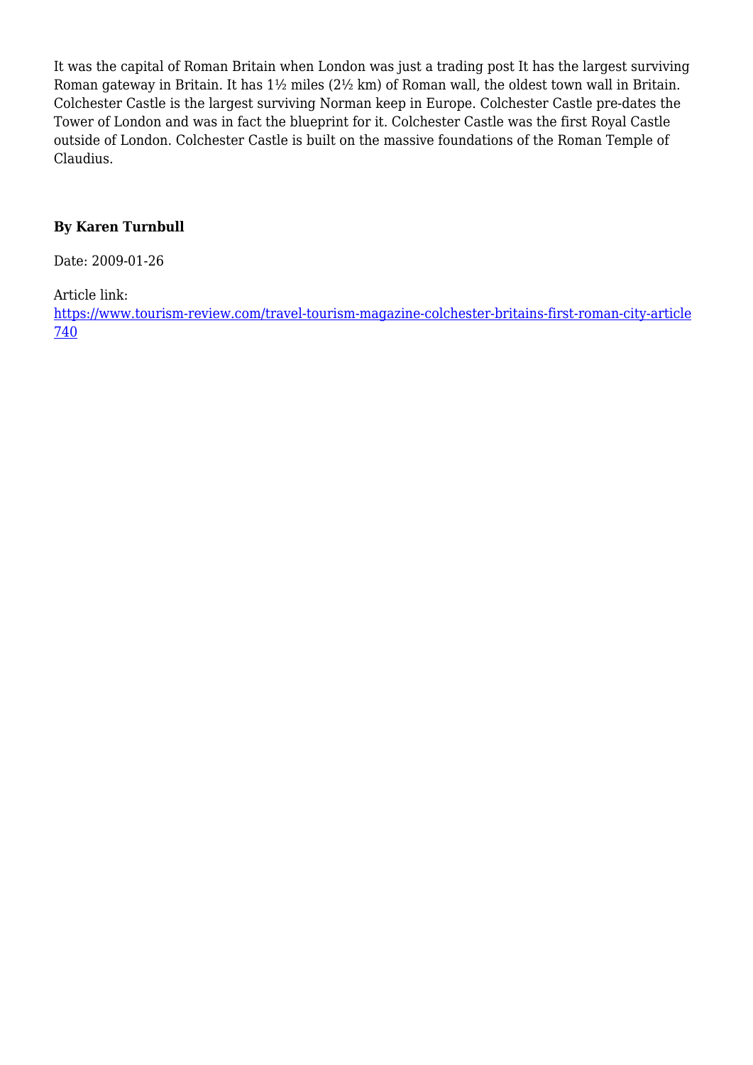It was the capital of Roman Britain when London was just a trading post It has the largest surviving Roman gateway in Britain. It has 1½ miles (2½ km) of Roman wall, the oldest town wall in Britain. Colchester Castle is the largest surviving Norman keep in Europe. Colchester Castle pre-dates the Tower of London and was in fact the blueprint for it. Colchester Castle was the first Royal Castle outside of London. Colchester Castle is built on the massive foundations of the Roman Temple of Claudius.

**By Karen Turnbull**

Date: 2009-01-26

Article link:
[https://www.tourism-review.com/travel-tourism-magazine-colchester-britains-first-roman-city-article740](https://www.tourism-review.com/travel-tourism-magazine-colchester-britains-first-roman-city-article740)